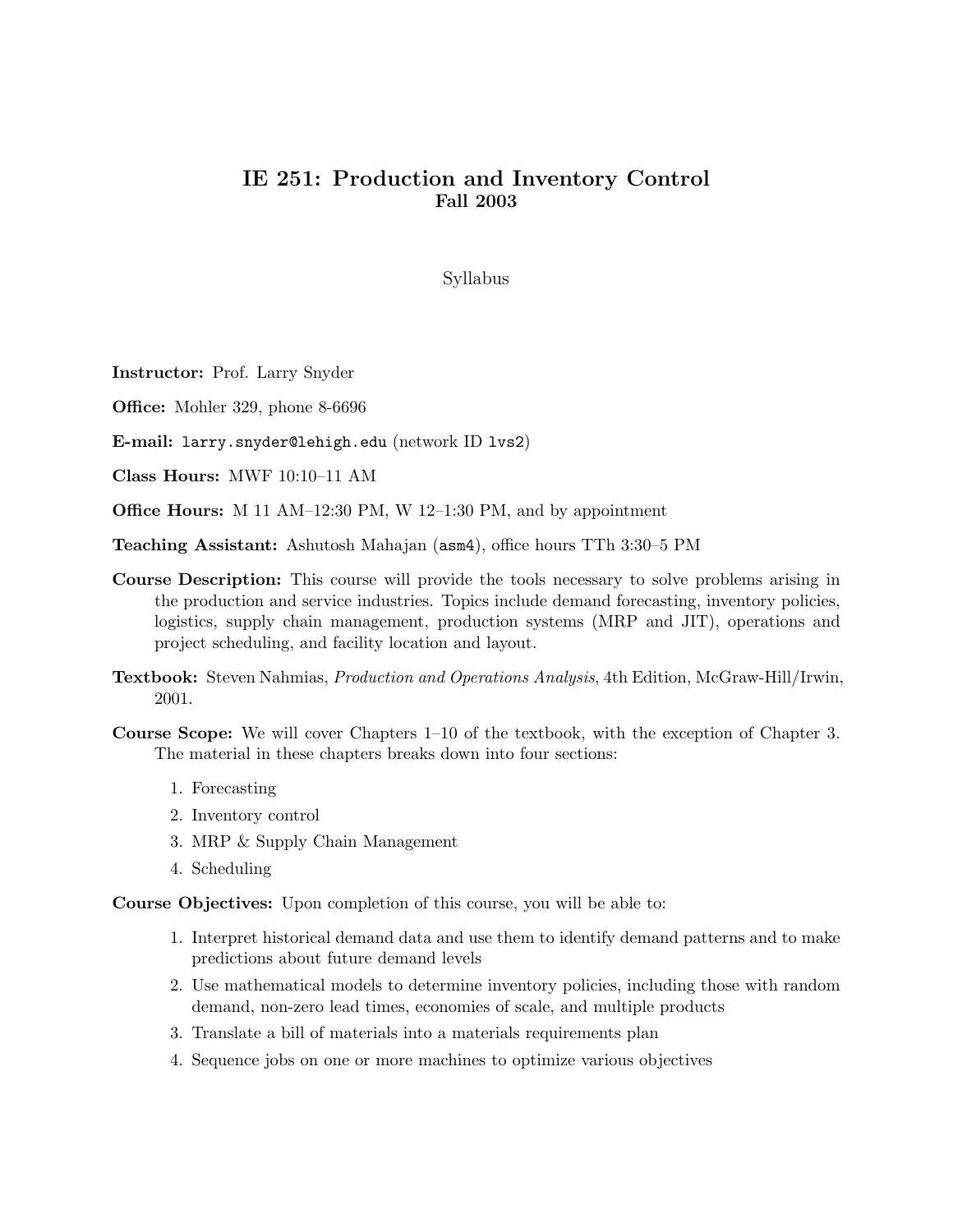# IE 251: Production and Inventory Control

## Fall 2003

Syllabus

**Instructor:** Prof. Larry Snyder

**Office:** Mohler 329, phone 8-6696

**E-mail:** `larry.snyder@lehigh.edu` (network ID `lvs2`)

**Class Hours:** MWF 10:10–11 AM

**Office Hours:** M 11 AM–12:30 PM, W 12–1:30 PM, and by appointment

**Teaching Assistant:** Ashutosh Mahajan (`asm4`), office hours TTh 3:30–5 PM

**Course Description:** This course will provide the tools necessary to solve problems arising in the production and service industries. Topics include demand forecasting, inventory policies, logistics, supply chain management, production systems (MRP and JIT), operations and project scheduling, and facility location and layout.

**Textbook:** Steven Nahmias, *Production and Operations Analysis*, 4th Edition, McGraw-Hill/Irwin, 2001.

**Course Scope:** We will cover Chapters 1–10 of the textbook, with the exception of Chapter 3. The material in these chapters breaks down into four sections:

1. Forecasting
2. Inventory control
3. MRP & Supply Chain Management
4. Scheduling

**Course Objectives:** Upon completion of this course, you will be able to:

1. Interpret historical demand data and use them to identify demand patterns and to make predictions about future demand levels
2. Use mathematical models to determine inventory policies, including those with random demand, non-zero lead times, economies of scale, and multiple products
3. Translate a bill of materials into a materials requirements plan
4. Sequence jobs on one or more machines to optimize various objectives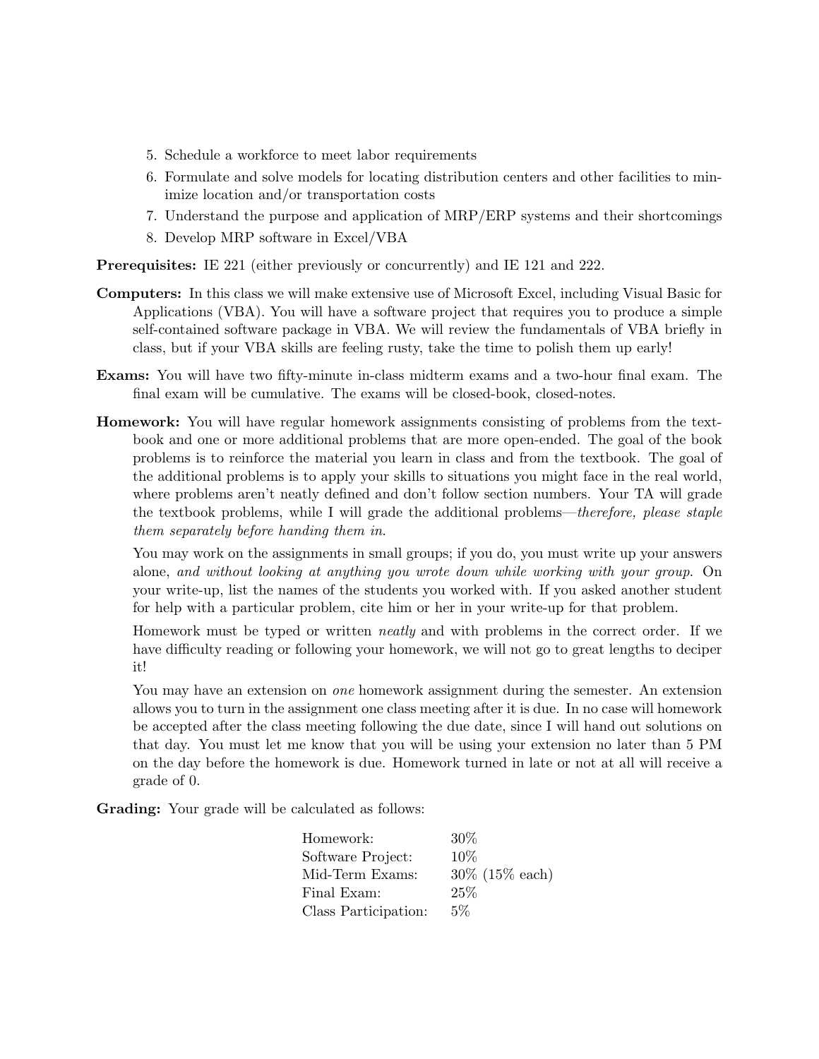5. Schedule a workforce to meet labor requirements
6. Formulate and solve models for locating distribution centers and other facilities to minimize location and/or transportation costs
7. Understand the purpose and application of MRP/ERP systems and their shortcomings
8. Develop MRP software in Excel/VBA

**Prerequisites:** IE 221 (either previously or concurrently) and IE 121 and 222.

**Computers:** In this class we will make extensive use of Microsoft Excel, including Visual Basic for Applications (VBA). You will have a software project that requires you to produce a simple self-contained software package in VBA. We will review the fundamentals of VBA briefly in class, but if your VBA skills are feeling rusty, take the time to polish them up early!

**Exams:** You will have two fifty-minute in-class midterm exams and a two-hour final exam. The final exam will be cumulative. The exams will be closed-book, closed-notes.

**Homework:** You will have regular homework assignments consisting of problems from the textbook and one or more additional problems that are more open-ended. The goal of the book problems is to reinforce the material you learn in class and from the textbook. The goal of the additional problems is to apply your skills to situations you might face in the real world, where problems aren't neatly defined and don't follow section numbers. Your TA will grade the textbook problems, while I will grade the additional problems—*therefore, please staple them separately before handing them in*.

You may work on the assignments in small groups; if you do, you must write up your answers alone, *and without looking at anything you wrote down while working with your group*. On your write-up, list the names of the students you worked with. If you asked another student for help with a particular problem, cite him or her in your write-up for that problem.

Homework must be typed or written *neatly* and with problems in the correct order. If we have difficulty reading or following your homework, we will not go to great lengths to deciper it!

You may have an extension on *one* homework assignment during the semester. An extension allows you to turn in the assignment one class meeting after it is due. In no case will homework be accepted after the class meeting following the due date, since I will hand out solutions on that day. You must let me know that you will be using your extension no later than 5 PM on the day before the homework is due. Homework turned in late or not at all will receive a grade of 0.

**Grading:** Your grade will be calculated as follows:

| | |
|---|---|
| Homework: | 30% |
| Software Project: | 10% |
| Mid-Term Exams: | 30% (15% each) |
| Final Exam: | 25% |
| Class Participation: | 5% |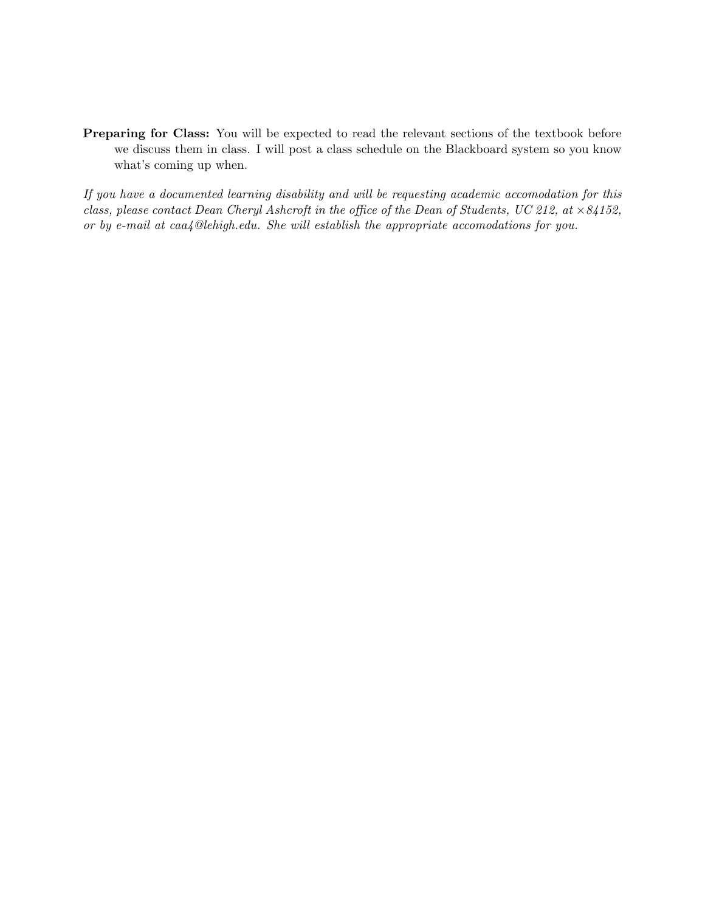**Preparing for Class:** You will be expected to read the relevant sections of the textbook before we discuss them in class. I will post a class schedule on the Blackboard system so you know what's coming up when.

*If you have a documented learning disability and will be requesting academic accomodation for this class, please contact Dean Cheryl Ashcroft in the office of the Dean of Students, UC 212, at ×84152, or by e-mail at caa4@lehigh.edu. She will establish the appropriate accomodations for you.*